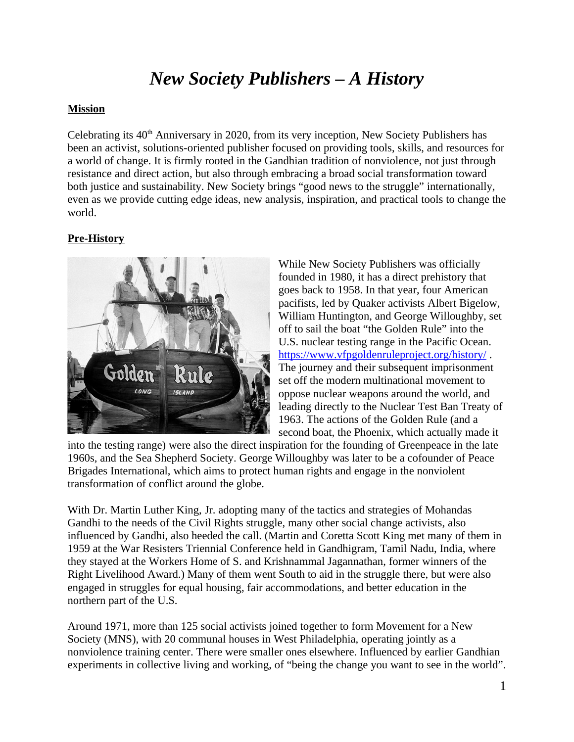# *New Society Publishers – A History*

**Mission**

Celebrating its 40th Anniversary in 2020, from its very inception, New Society Publishers has been an activist, solutions-oriented publisher focused on providing tools, skills, and resources for a world of change. It is firmly rooted in the Gandhian tradition of nonviolence, not just through resistance and direct action, but also through embracing a broad social transformation toward both justice and sustainability. New Society brings "good news to the struggle" internationally, even as we provide cutting edge ideas, new analysis, inspiration, and practical tools to change the world.

**Pre-History**

While New Society Publishers was officially founded in 1980, it has a direct prehistory that goes back to 1958. In that year, four American pacifists, led by Quaker activists Albert Bigelow, William Huntington, and George Willoughby, set off to sail the boat "the Golden Rule" into the U.S. nuclear testing range in the Pacific Ocean. https://www.vfpgoldenruleproject.org/history/ . The journey and their subsequent imprisonment set off the modern multinational movement to oppose nuclear weapons around the world, and leading directly to the Nuclear Test Ban Treaty of 1963. The actions of the Golden Rule (and a second boat, the Phoenix, which actually made it into the testing range) were also the direct inspiration for the founding of Greenpeace in the late 1960s, and the Sea Shepherd Society. George Willoughby was later to be a cofounder of Peace Brigades International, which aims to protect human rights and engage in the nonviolent transformation of conflict around the globe.

With Dr. Martin Luther King, Jr. adopting many of the tactics and strategies of Mohandas Gandhi to the needs of the Civil Rights struggle, many other social change activists, also influenced by Gandhi, also heeded the call. (Martin and Coretta Scott King met many of them in 1959 at the War Resisters Triennial Conference held in Gandhigram, Tamil Nadu, India, where they stayed at the Workers Home of S. and Krishnammal Jagannathan, former winners of the Right Livelihood Award.) Many of them went South to aid in the struggle there, but were also engaged in struggles for equal housing, fair accommodations, and better education in the northern part of the U.S.

Around 1971, more than 125 social activists joined together to form Movement for a New Society (MNS), with 20 communal houses in West Philadelphia, operating jointly as a nonviolence training center. There were smaller ones elsewhere. Influenced by earlier Gandhian experiments in collective living and working, of "being the change you want to see in the world".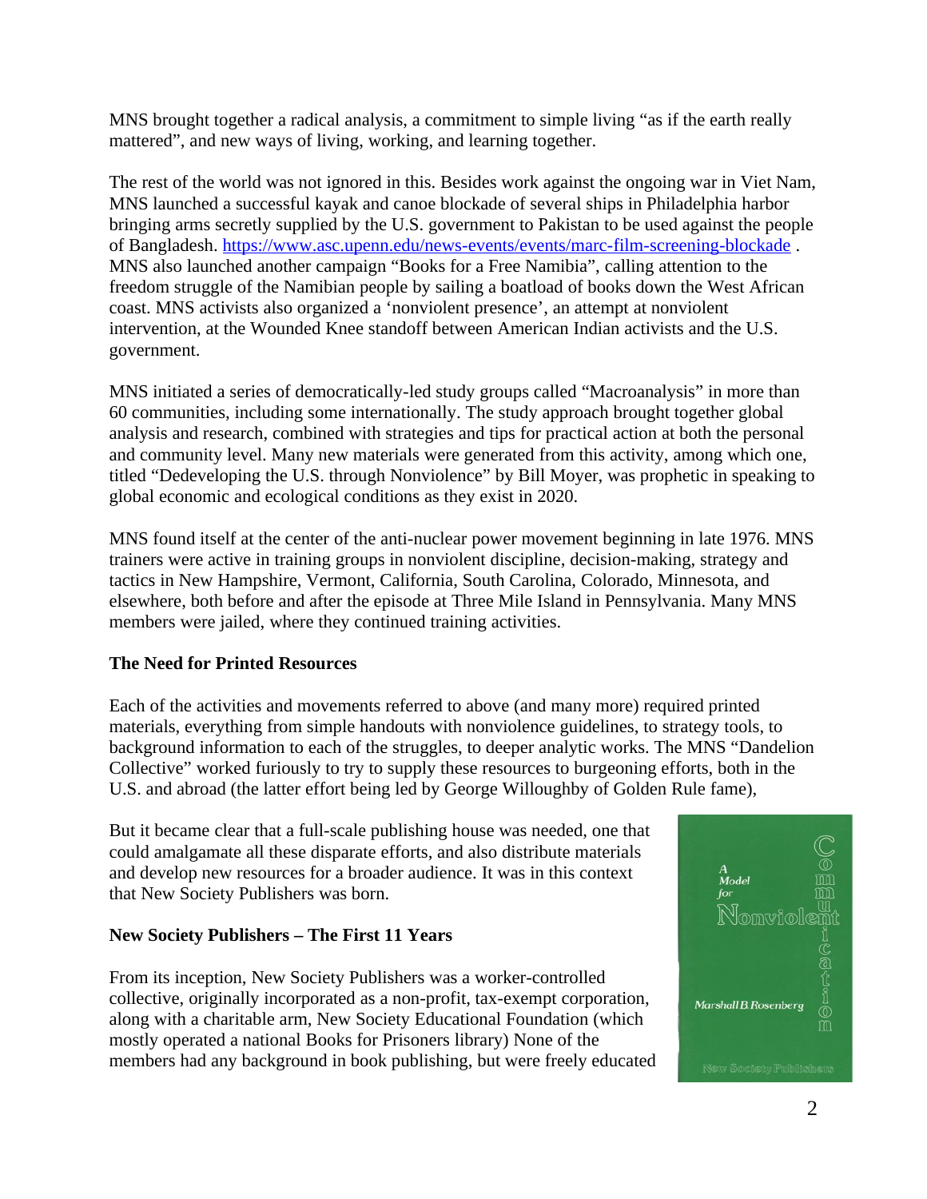MNS brought together a radical analysis, a commitment to simple living "as if the earth really mattered", and new ways of living, working, and learning together.

The rest of the world was not ignored in this. Besides work against the ongoing war in Viet Nam, MNS launched a successful kayak and canoe blockade of several ships in Philadelphia harbor bringing arms secretly supplied by the U.S. government to Pakistan to be used against the people of Bangladesh. https://www.asc.upenn.edu/news-events/events/marc-film-screening-blockade . MNS also launched another campaign "Books for a Free Namibia", calling attention to the freedom struggle of the Namibian people by sailing a boatload of books down the West African coast. MNS activists also organized a 'nonviolent presence', an attempt at nonviolent intervention, at the Wounded Knee standoff between American Indian activists and the U.S. government.

MNS initiated a series of democratically-led study groups called "Macroanalysis" in more than 60 communities, including some internationally. The study approach brought together global analysis and research, combined with strategies and tips for practical action at both the personal and community level. Many new materials were generated from this activity, among which one, titled "Dedeveloping the U.S. through Nonviolence" by Bill Moyer, was prophetic in speaking to global economic and ecological conditions as they exist in 2020.

MNS found itself at the center of the anti-nuclear power movement beginning in late 1976. MNS trainers were active in training groups in nonviolent discipline, decision-making, strategy and tactics in New Hampshire, Vermont, California, South Carolina, Colorado, Minnesota, and elsewhere, both before and after the episode at Three Mile Island in Pennsylvania. Many MNS members were jailed, where they continued training activities.

**The Need for Printed Resources**

Each of the activities and movements referred to above (and many more) required printed materials, everything from simple handouts with nonviolence guidelines, to strategy tools, to background information to each of the struggles, to deeper analytic works. The MNS "Dandelion Collective" worked furiously to try to supply these resources to burgeoning efforts, both in the U.S. and abroad (the latter effort being led by George Willoughby of Golden Rule fame),

But it became clear that a full-scale publishing house was needed, one that could amalgamate all these disparate efforts, and also distribute materials and develop new resources for a broader audience. It was in this context that New Society Publishers was born.

**New Society Publishers – The First 11 Years**

From its inception, New Society Publishers was a worker-controlled collective, originally incorporated as a non-profit, tax-exempt corporation, along with a charitable arm, New Society Educational Foundation (which mostly operated a national Books for Prisoners library) None of the members had any background in book publishing, but were freely educated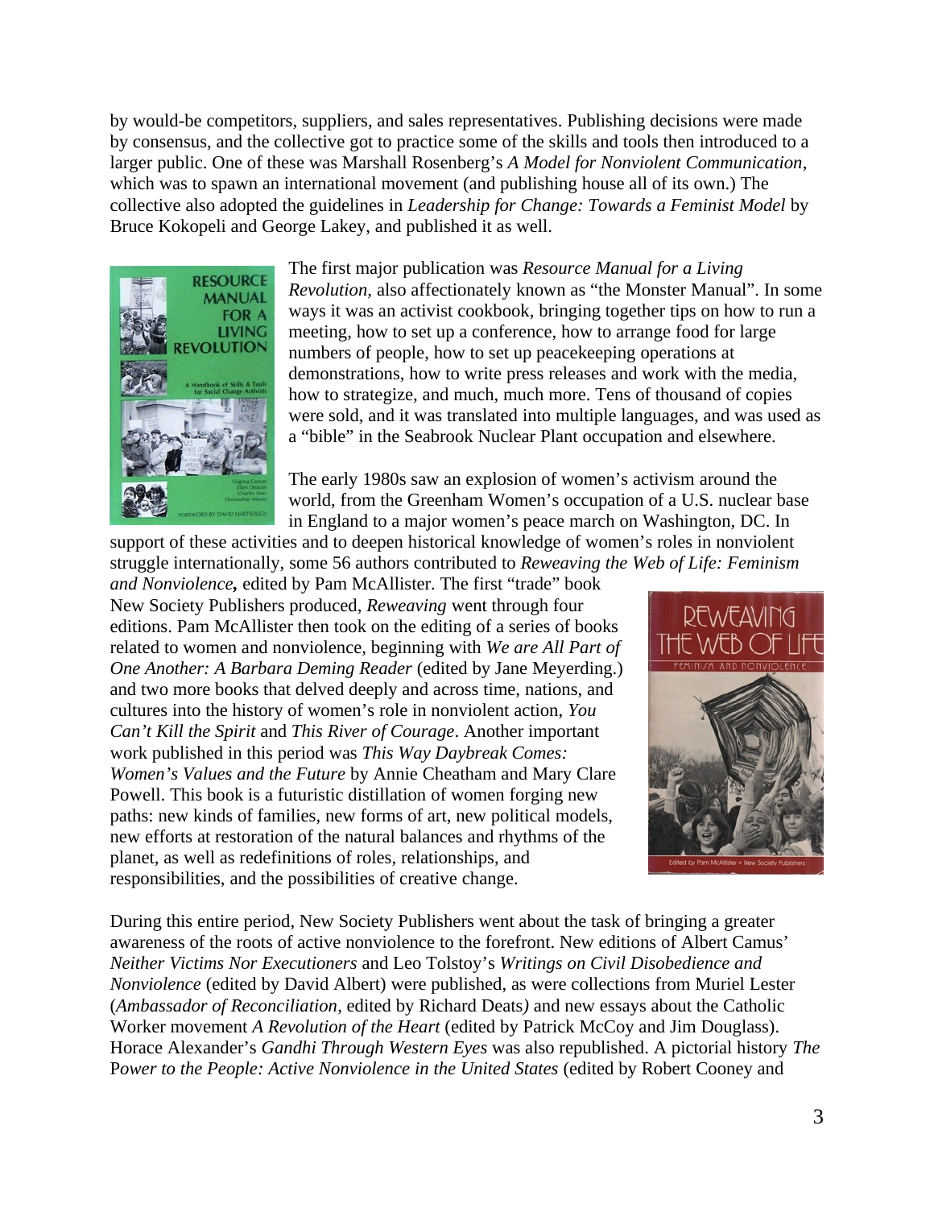by would-be competitors, suppliers, and sales representatives. Publishing decisions were made by consensus, and the collective got to practice some of the skills and tools then introduced to a larger public. One of these was Marshall Rosenberg's *A Model for Nonviolent Communication*, which was to spawn an international movement (and publishing house all of its own.) The collective also adopted the guidelines in *Leadership for Change: Towards a Feminist Model* by Bruce Kokopeli and George Lakey, and published it as well.

The first major publication was *Resource Manual for a Living Revolution*, also affectionately known as "the Monster Manual". In some ways it was an activist cookbook, bringing together tips on how to run a meeting, how to set up a conference, how to arrange food for large numbers of people, how to set up peacekeeping operations at demonstrations, how to write press releases and work with the media, how to strategize, and much, much more. Tens of thousand of copies were sold, and it was translated into multiple languages, and was used as a "bible" in the Seabrook Nuclear Plant occupation and elsewhere.

The early 1980s saw an explosion of women's activism around the world, from the Greenham Women's occupation of a U.S. nuclear base in England to a major women's peace march on Washington, DC. In support of these activities and to deepen historical knowledge of women's roles in nonviolent struggle internationally, some 56 authors contributed to *Reweaving the Web of Life: Feminism and Nonviolence***,** edited by Pam McAllister. The first "trade" book New Society Publishers produced, *Reweaving* went through four editions. Pam McAllister then took on the editing of a series of books related to women and nonviolence, beginning with *We are All Part of One Another: A Barbara Deming Reader* (edited by Jane Meyerding.) and two more books that delved deeply and across time, nations, and cultures into the history of women's role in nonviolent action, *You Can't Kill the Spirit* and *This River of Courage*. Another important work published in this period was *This Way Daybreak Comes: Women's Values and the Future* by Annie Cheatham and Mary Clare Powell. This book is a futuristic distillation of women forging new paths: new kinds of families, new forms of art, new political models, new efforts at restoration of the natural balances and rhythms of the planet, as well as redefinitions of roles, relationships, and responsibilities, and the possibilities of creative change.

During this entire period, New Society Publishers went about the task of bringing a greater awareness of the roots of active nonviolence to the forefront. New editions of Albert Camus' *Neither Victims Nor Executioners* and Leo Tolstoy's *Writings on Civil Disobedience and Nonviolence* (edited by David Albert) were published, as were collections from Muriel Lester (*Ambassador of Reconciliation*, edited by Richard Deats*)* and new essays about the Catholic Worker movement *A Revolution of the Heart* (edited by Patrick McCoy and Jim Douglass). Horace Alexander's *Gandhi Through Western Eyes* was also republished. A pictorial history *The Power to the People: Active Nonviolence in the United States* (edited by Robert Cooney and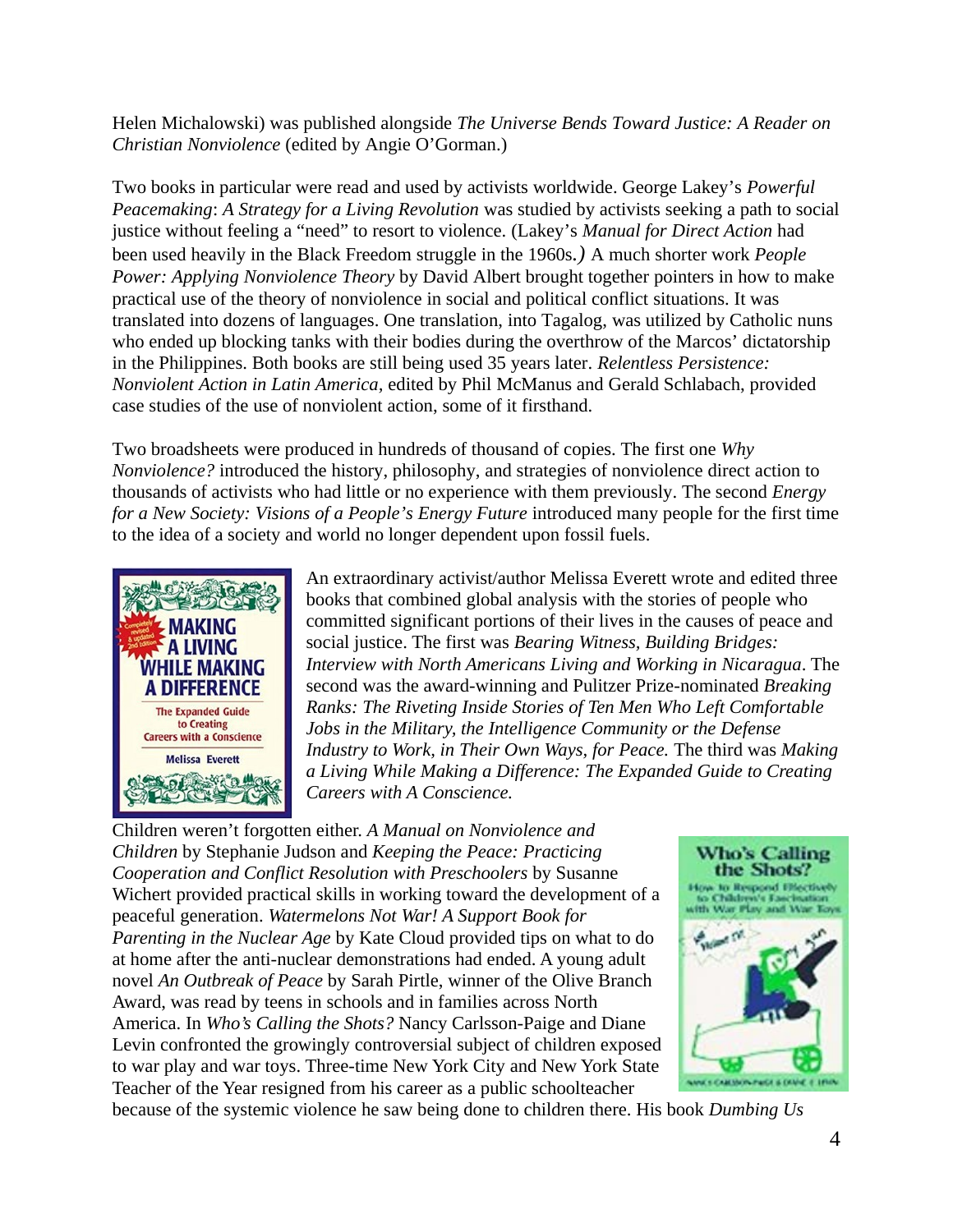Helen Michalowski) was published alongside *The Universe Bends Toward Justice: A Reader on Christian Nonviolence* (edited by Angie O'Gorman.)

Two books in particular were read and used by activists worldwide. George Lakey's *Powerful Peacemaking*: *A Strategy for a Living Revolution* was studied by activists seeking a path to social justice without feeling a "need" to resort to violence. (Lakey's *Manual for Direct Action* had been used heavily in the Black Freedom struggle in the 1960s.*)* A much shorter work *People Power: Applying Nonviolence Theory* by David Albert brought together pointers in how to make practical use of the theory of nonviolence in social and political conflict situations. It was translated into dozens of languages. One translation, into Tagalog, was utilized by Catholic nuns who ended up blocking tanks with their bodies during the overthrow of the Marcos' dictatorship in the Philippines. Both books are still being used 35 years later. *Relentless Persistence: Nonviolent Action in Latin America,* edited by Phil McManus and Gerald Schlabach, provided case studies of the use of nonviolent action, some of it firsthand.

Two broadsheets were produced in hundreds of thousand of copies. The first one *Why Nonviolence?* introduced the history, philosophy, and strategies of nonviolence direct action to thousands of activists who had little or no experience with them previously. The second *Energy for a New Society: Visions of a People's Energy Future* introduced many people for the first time to the idea of a society and world no longer dependent upon fossil fuels.

An extraordinary activist/author Melissa Everett wrote and edited three books that combined global analysis with the stories of people who committed significant portions of their lives in the causes of peace and social justice. The first was *Bearing Witness, Building Bridges: Interview with North Americans Living and Working in Nicaragua*. The second was the award-winning and Pulitzer Prize-nominated *Breaking Ranks: The Riveting Inside Stories of Ten Men Who Left Comfortable Jobs in the Military, the Intelligence Community or the Defense Industry to Work, in Their Own Ways, for Peace.* The third was *Making a Living While Making a Difference: The Expanded Guide to Creating Careers with A Conscience.*

Children weren't forgotten either. *A Manual on Nonviolence and Children* by Stephanie Judson and *Keeping the Peace: Practicing Cooperation and Conflict Resolution with Preschoolers* by Susanne Wichert provided practical skills in working toward the development of a peaceful generation. *Watermelons Not War! A Support Book for Parenting in the Nuclear Age* by Kate Cloud provided tips on what to do at home after the anti-nuclear demonstrations had ended. A young adult novel *An Outbreak of Peace* by Sarah Pirtle, winner of the Olive Branch Award, was read by teens in schools and in families across North America. In *Who's Calling the Shots?* Nancy Carlsson-Paige and Diane Levin confronted the growingly controversial subject of children exposed to war play and war toys. Three-time New York City and New York State Teacher of the Year resigned from his career as a public schoolteacher because of the systemic violence he saw being done to children there. His book *Dumbing Us*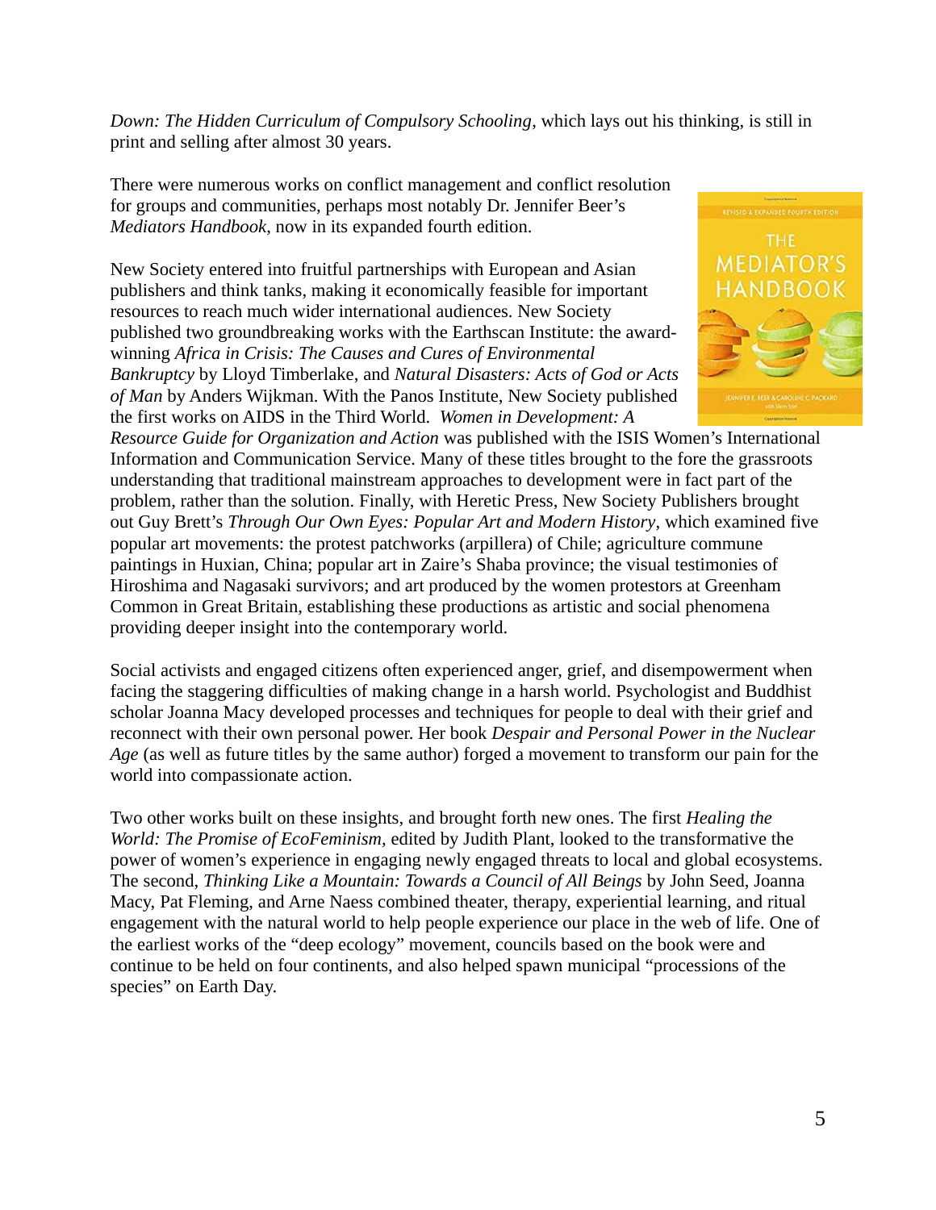*Down: The Hidden Curriculum of Compulsory Schooling*, which lays out his thinking, is still in print and selling after almost 30 years.

There were numerous works on conflict management and conflict resolution for groups and communities, perhaps most notably Dr. Jennifer Beer's *Mediators Handbook*, now in its expanded fourth edition.

New Society entered into fruitful partnerships with European and Asian publishers and think tanks, making it economically feasible for important resources to reach much wider international audiences. New Society published two groundbreaking works with the Earthscan Institute: the award-winning *Africa in Crisis: The Causes and Cures of Environmental Bankruptcy* by Lloyd Timberlake, and *Natural Disasters: Acts of God or Acts of Man* by Anders Wijkman. With the Panos Institute, New Society published the first works on AIDS in the Third World. *Women in Development: A Resource Guide for Organization and Action* was published with the ISIS Women's International Information and Communication Service. Many of these titles brought to the fore the grassroots understanding that traditional mainstream approaches to development were in fact part of the problem, rather than the solution. Finally, with Heretic Press, New Society Publishers brought out Guy Brett's *Through Our Own Eyes: Popular Art and Modern History*, which examined five popular art movements: the protest patchworks (arpillera) of Chile; agriculture commune paintings in Huxian, China; popular art in Zaire's Shaba province; the visual testimonies of Hiroshima and Nagasaki survivors; and art produced by the women protestors at Greenham Common in Great Britain, establishing these productions as artistic and social phenomena providing deeper insight into the contemporary world.

Social activists and engaged citizens often experienced anger, grief, and disempowerment when facing the staggering difficulties of making change in a harsh world. Psychologist and Buddhist scholar Joanna Macy developed processes and techniques for people to deal with their grief and reconnect with their own personal power. Her book *Despair and Personal Power in the Nuclear Age* (as well as future titles by the same author) forged a movement to transform our pain for the world into compassionate action.

Two other works built on these insights, and brought forth new ones. The first *Healing the World: The Promise of EcoFeminism*, edited by Judith Plant, looked to the transformative the power of women's experience in engaging newly engaged threats to local and global ecosystems. The second, *Thinking Like a Mountain: Towards a Council of All Beings* by John Seed, Joanna Macy, Pat Fleming, and Arne Naess combined theater, therapy, experiential learning, and ritual engagement with the natural world to help people experience our place in the web of life. One of the earliest works of the "deep ecology" movement, councils based on the book were and continue to be held on four continents, and also helped spawn municipal "processions of the species" on Earth Day.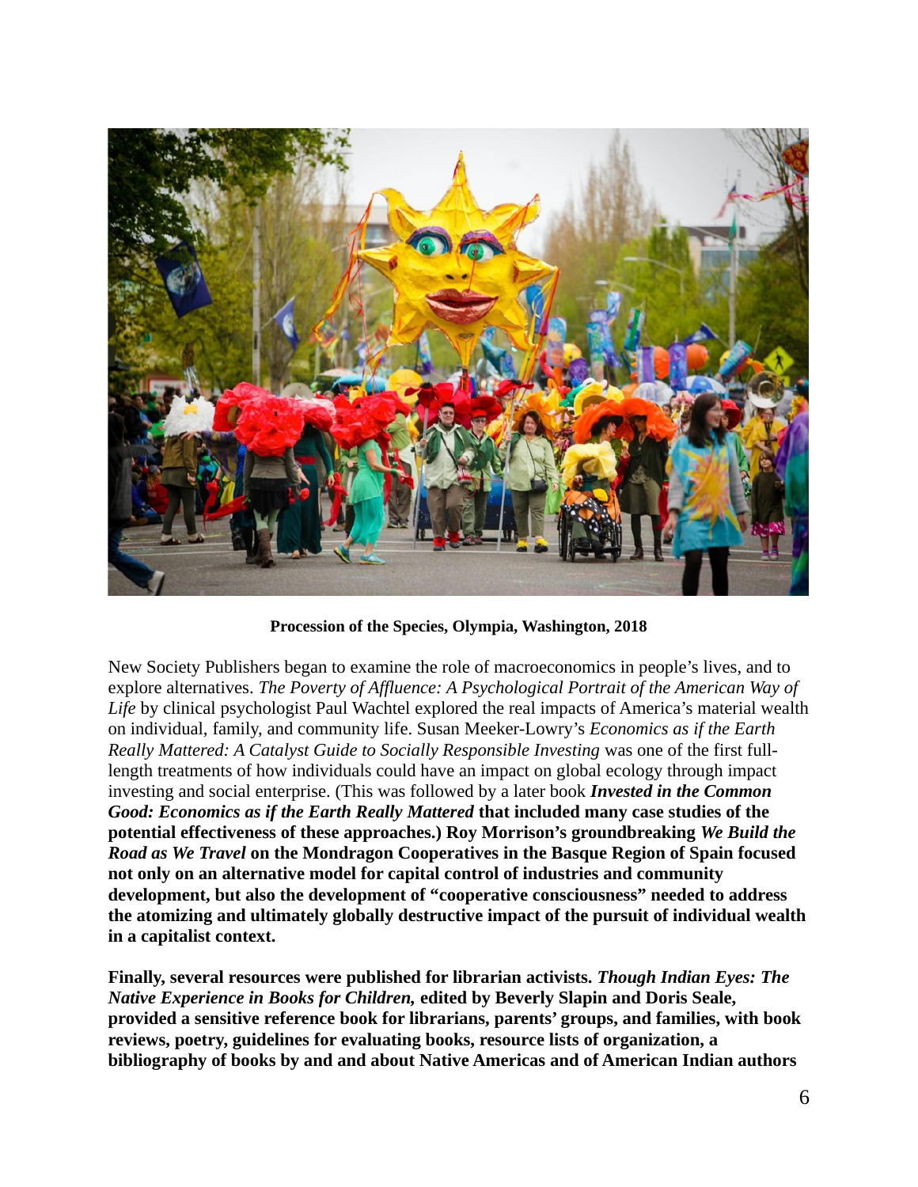**Procession of the Species, Olympia, Washington, 2018**

New Society Publishers began to examine the role of macroeconomics in people's lives, and to explore alternatives. *The Poverty of Affluence: A Psychological Portrait of the American Way of Life* by clinical psychologist Paul Wachtel explored the real impacts of America's material wealth on individual, family, and community life. Susan Meeker-Lowry's *Economics as if the Earth Really Mattered: A Catalyst Guide to Socially Responsible Investing* was one of the first full-length treatments of how individuals could have an impact on global ecology through impact investing and social enterprise. (This was followed by a later book ***Invested in the Common Good: Economics as if the Earth Really Mattered*** **that included many case studies of the potential effectiveness of these approaches.) Roy Morrison's groundbreaking *We Build the Road as We Travel* on the Mondragon Cooperatives in the Basque Region of Spain focused not only on an alternative model for capital control of industries and community development, but also the development of "cooperative consciousness" needed to address the atomizing and ultimately globally destructive impact of the pursuit of individual wealth in a capitalist context.**

**Finally, several resources were published for librarian activists. *Though Indian Eyes: The Native Experience in Books for Children,* edited by Beverly Slapin and Doris Seale, provided a sensitive reference book for librarians, parents' groups, and families, with book reviews, poetry, guidelines for evaluating books, resource lists of organization, a bibliography of books by and and about Native Americas and of American Indian authors**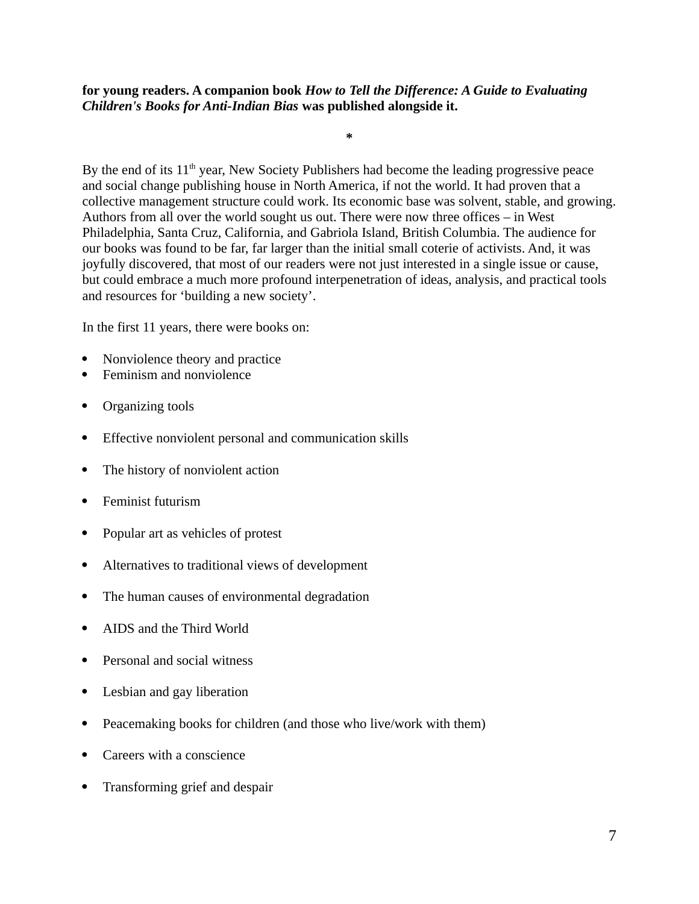**for young readers. A companion book *How to Tell the Difference: A Guide to Evaluating Children's Books for Anti-Indian Bias* was published alongside it.**

**\***

By the end of its 11th year, New Society Publishers had become the leading progressive peace and social change publishing house in North America, if not the world. It had proven that a collective management structure could work. Its economic base was solvent, stable, and growing. Authors from all over the world sought us out. There were now three offices – in West Philadelphia, Santa Cruz, California, and Gabriola Island, British Columbia. The audience for our books was found to be far, far larger than the initial small coterie of activists. And, it was joyfully discovered, that most of our readers were not just interested in a single issue or cause, but could embrace a much more profound interpenetration of ideas, analysis, and practical tools and resources for 'building a new society'.

In the first 11 years, there were books on:

- Nonviolence theory and practice
- Feminism and nonviolence
- Organizing tools
- Effective nonviolent personal and communication skills
- The history of nonviolent action
- Feminist futurism
- Popular art as vehicles of protest
- Alternatives to traditional views of development
- The human causes of environmental degradation
- AIDS and the Third World
- Personal and social witness
- Lesbian and gay liberation
- Peacemaking books for children (and those who live/work with them)
- Careers with a conscience
- Transforming grief and despair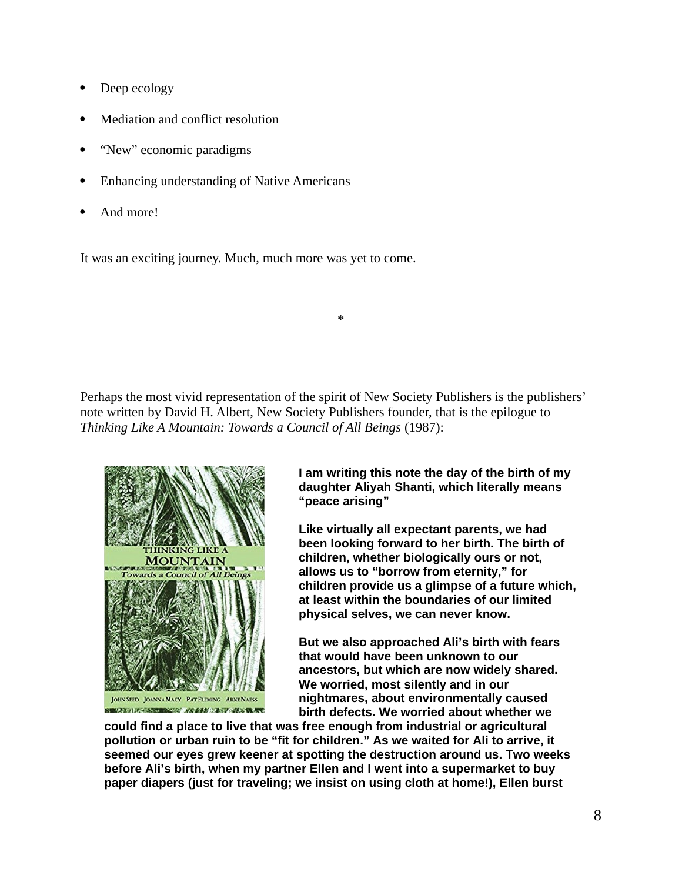- Deep ecology
- Mediation and conflict resolution
- "New" economic paradigms
- Enhancing understanding of Native Americans
- And more!

It was an exciting journey. Much, much more was yet to come.

*

Perhaps the most vivid representation of the spirit of New Society Publishers is the publishers' note written by David H. Albert, New Society Publishers founder, that is the epilogue to *Thinking Like A Mountain: Towards a Council of All Beings* (1987):

**I am writing this note the day of the birth of my daughter Aliyah Shanti, which literally means "peace arising"**

**Like virtually all expectant parents, we had been looking forward to her birth. The birth of children, whether biologically ours or not, allows us to "borrow from eternity," for children provide us a glimpse of a future which, at least within the boundaries of our limited physical selves, we can never know.**

**But we also approached Ali's birth with fears that would have been unknown to our ancestors, but which are now widely shared. We worried, most silently and in our nightmares, about environmentally caused birth defects. We worried about whether we could find a place to live that was free enough from industrial or agricultural pollution or urban ruin to be "fit for children." As we waited for Ali to arrive, it seemed our eyes grew keener at spotting the destruction around us. Two weeks before Ali's birth, when my partner Ellen and I went into a supermarket to buy paper diapers (just for traveling; we insist on using cloth at home!), Ellen burst**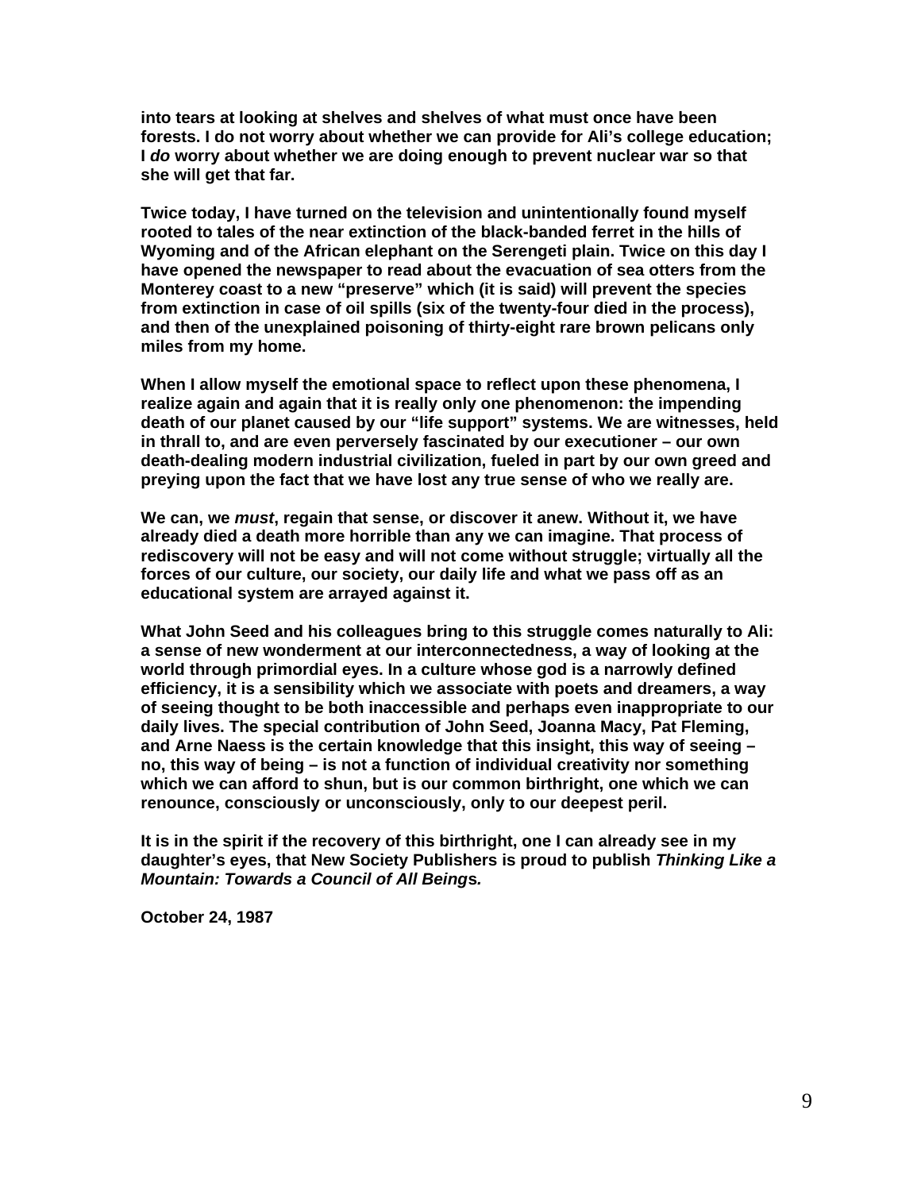**into tears at looking at shelves and shelves of what must once have been forests. I do not worry about whether we can provide for Ali's college education; I *do* worry about whether we are doing enough to prevent nuclear war so that she will get that far.**

**Twice today, I have turned on the television and unintentionally found myself rooted to tales of the near extinction of the black-banded ferret in the hills of Wyoming and of the African elephant on the Serengeti plain. Twice on this day I have opened the newspaper to read about the evacuation of sea otters from the Monterey coast to a new "preserve" which (it is said) will prevent the species from extinction in case of oil spills (six of the twenty-four died in the process), and then of the unexplained poisoning of thirty-eight rare brown pelicans only miles from my home.**

**When I allow myself the emotional space to reflect upon these phenomena, I realize again and again that it is really only one phenomenon: the impending death of our planet caused by our "life support" systems. We are witnesses, held in thrall to, and are even perversely fascinated by our executioner – our own death-dealing modern industrial civilization, fueled in part by our own greed and preying upon the fact that we have lost any true sense of who we really are.**

**We can, we *must*, regain that sense, or discover it anew. Without it, we have already died a death more horrible than any we can imagine. That process of rediscovery will not be easy and will not come without struggle; virtually all the forces of our culture, our society, our daily life and what we pass off as an educational system are arrayed against it.**

**What John Seed and his colleagues bring to this struggle comes naturally to Ali: a sense of new wonderment at our interconnectedness, a way of looking at the world through primordial eyes. In a culture whose god is a narrowly defined efficiency, it is a sensibility which we associate with poets and dreamers, a way of seeing thought to be both inaccessible and perhaps even inappropriate to our daily lives. The special contribution of John Seed, Joanna Macy, Pat Fleming, and Arne Naess is the certain knowledge that this insight, this way of seeing – no, this way of being – is not a function of individual creativity nor something which we can afford to shun, but is our common birthright, one which we can renounce, consciously or unconsciously, only to our deepest peril.**

**It is in the spirit if the recovery of this birthright, one I can already see in my daughter's eyes, that New Society Publishers is proud to publish *Thinking Like a Mountain: Towards a Council of All Beings.***

**October 24, 1987**